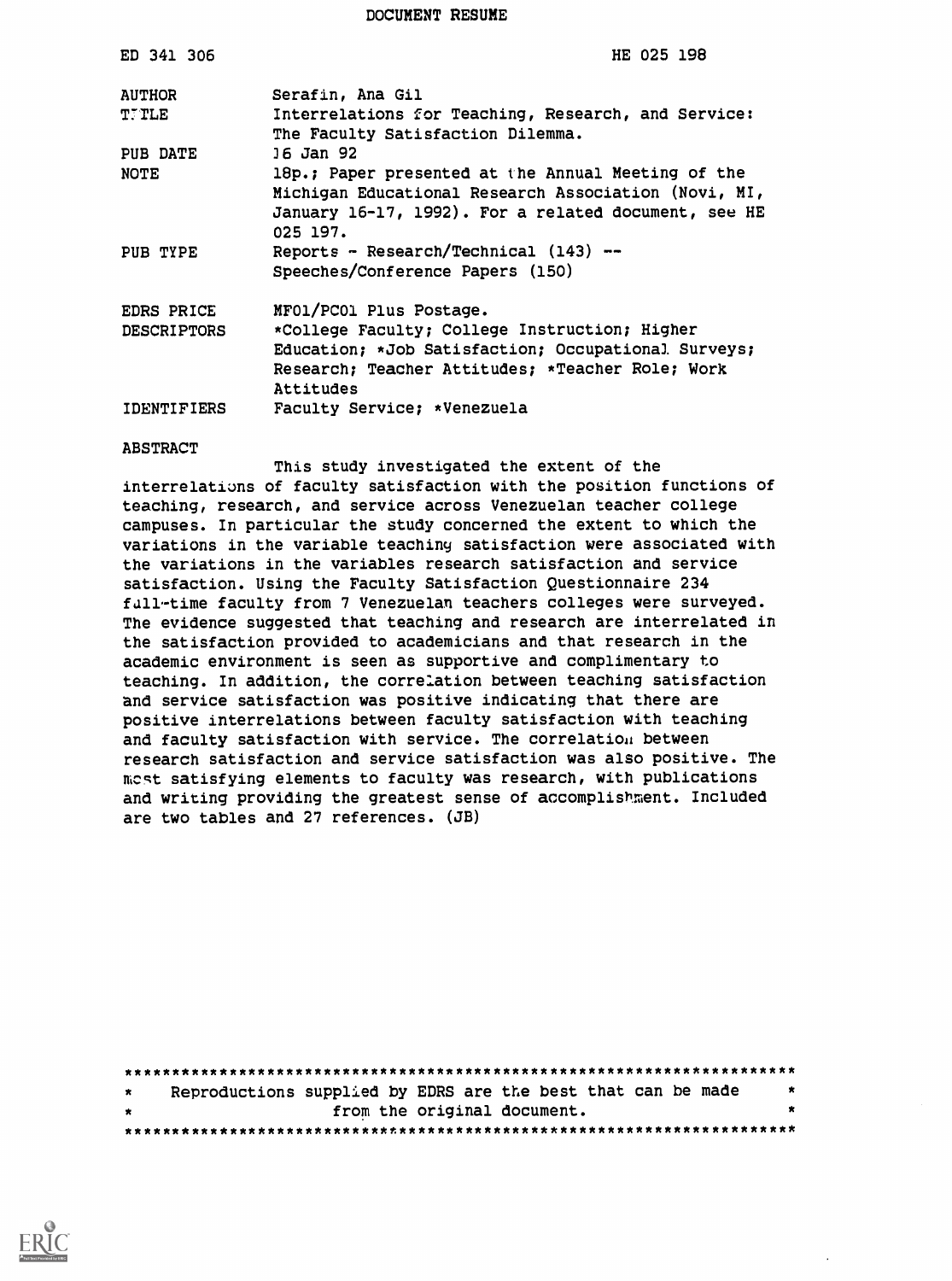DOCUMENT RESUME

ED 341 306 HE 025 198

| | |
|---|---|
| AUTHOR | Serafin, Ana Gil |
| TITLE | Interrelations for Teaching, Research, and Service: The Faculty Satisfaction Dilemma. |
| PUB DATE | 16 Jan 92 |
| NOTE | 18p.; Paper presented at the Annual Meeting of the Michigan Educational Research Association (Novi, MI, January 16-17, 1992). For a related document, see HE 025 197. |
| PUB TYPE | Reports - Research/Technical (143) -- Speeches/Conference Papers (150) |
| EDRS PRICE | MF01/PC01 Plus Postage. |
| DESCRIPTORS | *College Faculty; College Instruction; Higher Education; *Job Satisfaction; Occupational Surveys; Research; Teacher Attitudes; *Teacher Role; Work Attitudes |
| IDENTIFIERS | Faculty Service; *Venezuela |

ABSTRACT

This study investigated the extent of the interrelations of faculty satisfaction with the position functions of teaching, research, and service across Venezuelan teacher college campuses. In particular the study concerned the extent to which the variations in the variable teaching satisfaction were associated with the variations in the variables research satisfaction and service satisfaction. Using the Faculty Satisfaction Questionnaire 234 full-time faculty from 7 Venezuelan teachers colleges were surveyed. The evidence suggested that teaching and research are interrelated in the satisfaction provided to academicians and that research in the academic environment is seen as supportive and complimentary to teaching. In addition, the correlation between teaching satisfaction and service satisfaction was positive indicating that there are positive interrelations between faculty satisfaction with teaching and faculty satisfaction with service. The correlation between research satisfaction and service satisfaction was also positive. The most satisfying elements to faculty was research, with publications and writing providing the greatest sense of accomplishment. Included are two tables and 27 references. (JB)

***********************************************************************
* Reproductions supplied by EDRS are the best that can be made *
* from the original document. *
***********************************************************************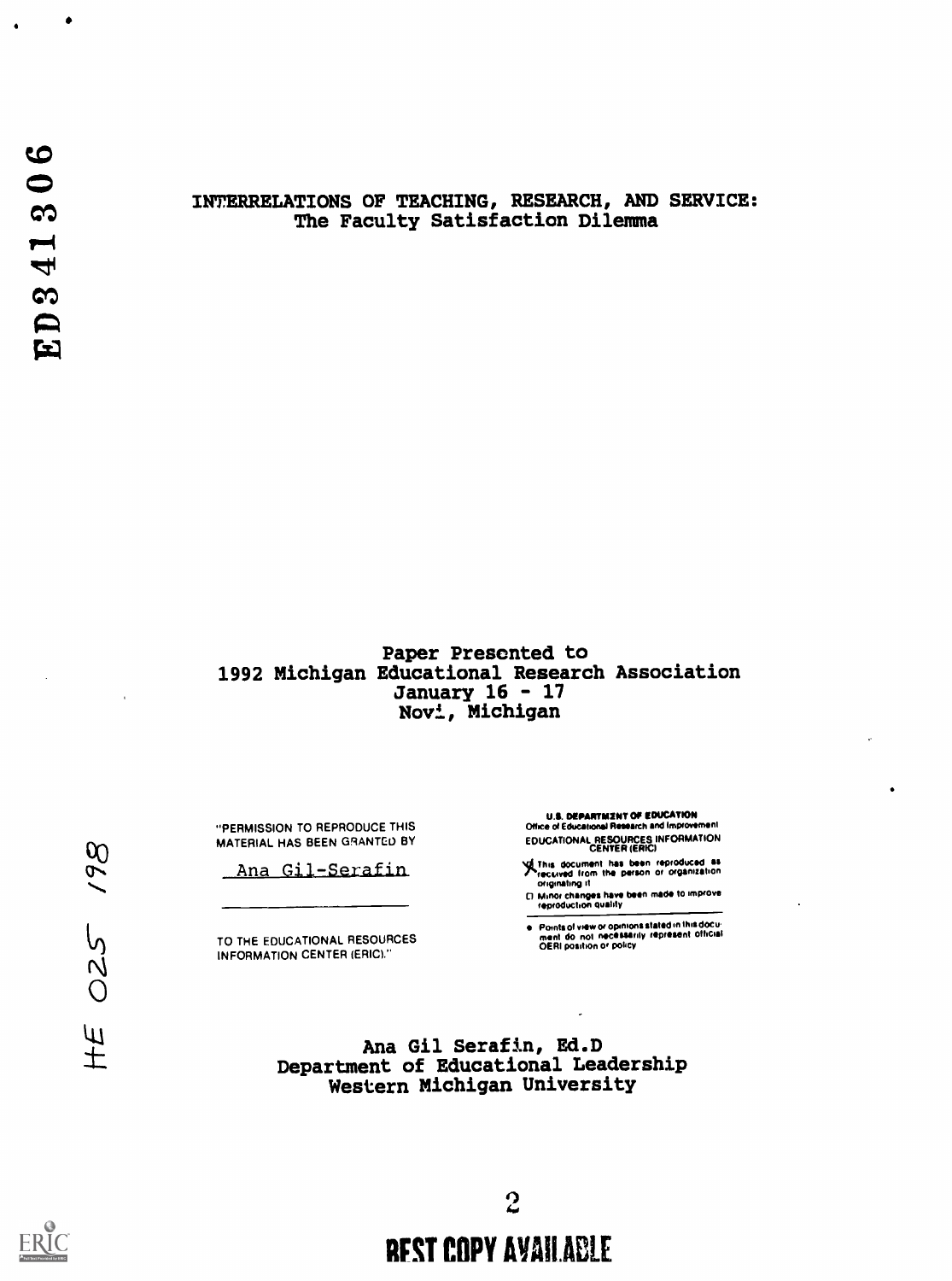ED341306

# INTERRELATIONS OF TEACHING, RESEARCH, AND SERVICE:
## The Faculty Satisfaction Dilemma

Paper Presented to
1992 Michigan Educational Research Association
January 16 - 17
Novi, Michigan

"PERMISSION TO REPRODUCE THIS MATERIAL HAS BEEN GRANTED BY
Ana Gil-Serafin
TO THE EDUCATIONAL RESOURCES INFORMATION CENTER (ERIC)."

U.S. DEPARTMENT OF EDUCATION
Office of Educational Research and Improvement
EDUCATIONAL RESOURCES INFORMATION CENTER (ERIC)

- This document has been reproduced as received from the person or organization originating it
- Minor changes have been made to improve reproduction quality
- Points of view or opinions stated in this document do not necessarily represent official OERI position or policy

HE 025 198

Ana Gil Serafin, Ed.D
Department of Educational Leadership
Western Michigan University

BEST COPY AVAILABLE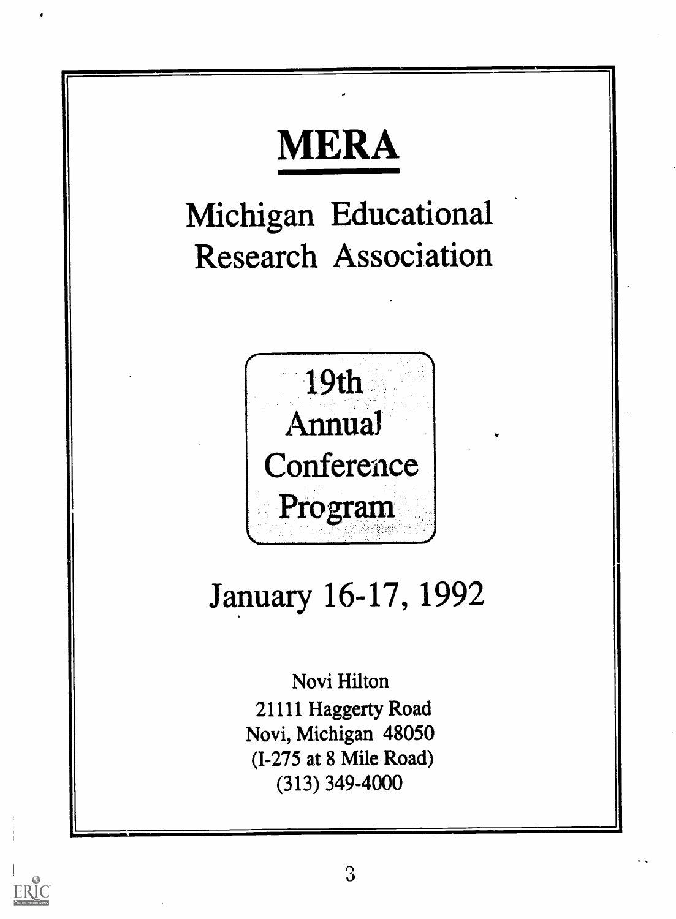# MERA

## Michigan Educational Research Association

## 19th Annual Conference Program

## January 16-17, 1992

Novi Hilton
21111 Haggerty Road
Novi, Michigan 48050
(I-275 at 8 Mile Road)
(313) 349-4000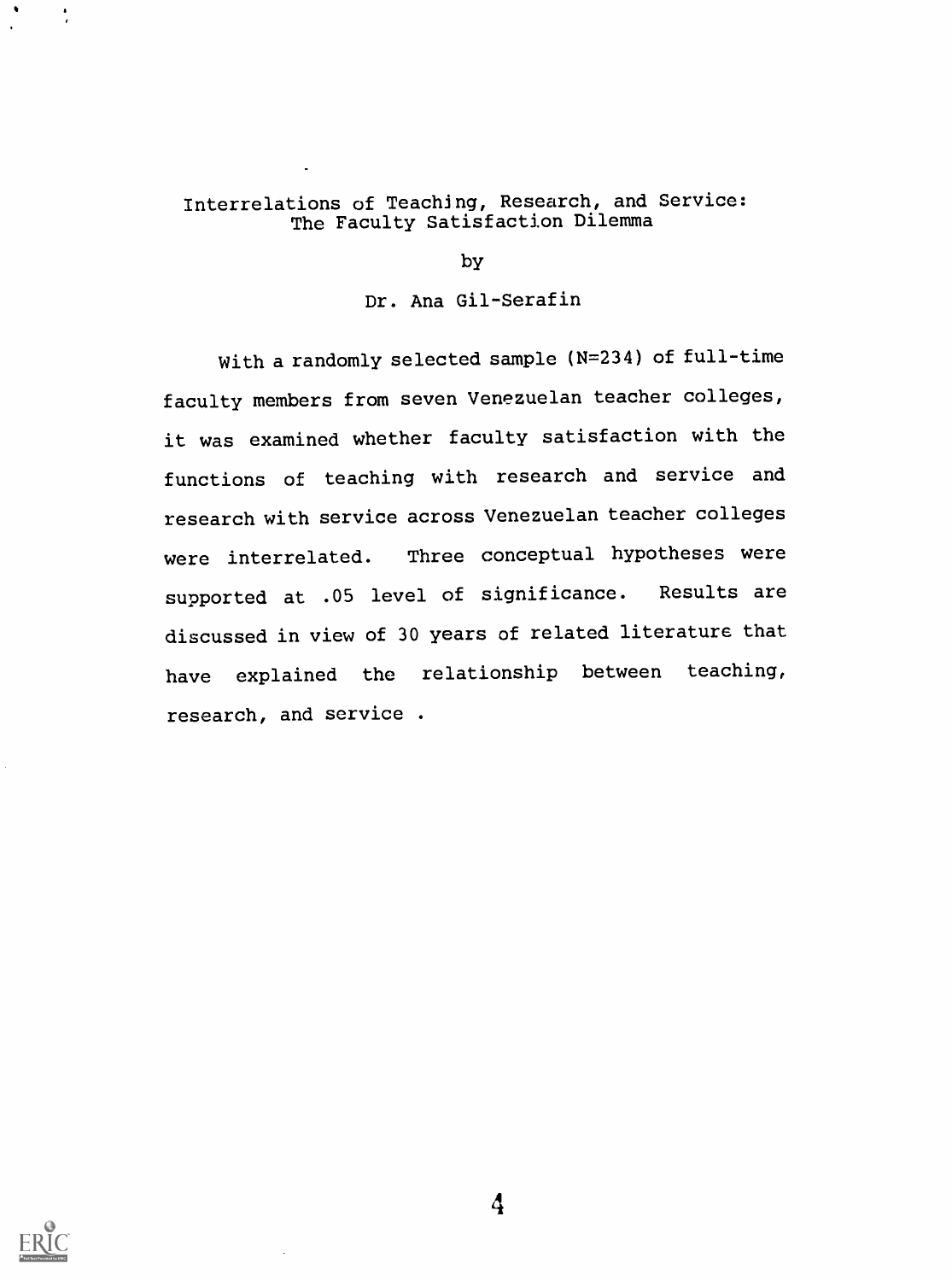# Interrelations of Teaching, Research, and Service: The Faculty Satisfaction Dilemma

by

Dr. Ana Gil-Serafin

With a randomly selected sample (N=234) of full-time faculty members from seven Venezuelan teacher colleges, it was examined whether faculty satisfaction with the functions of teaching with research and service and research with service across Venezuelan teacher colleges were interrelated. Three conceptual hypotheses were supported at .05 level of significance. Results are discussed in view of 30 years of related literature that have explained the relationship between teaching, research, and service .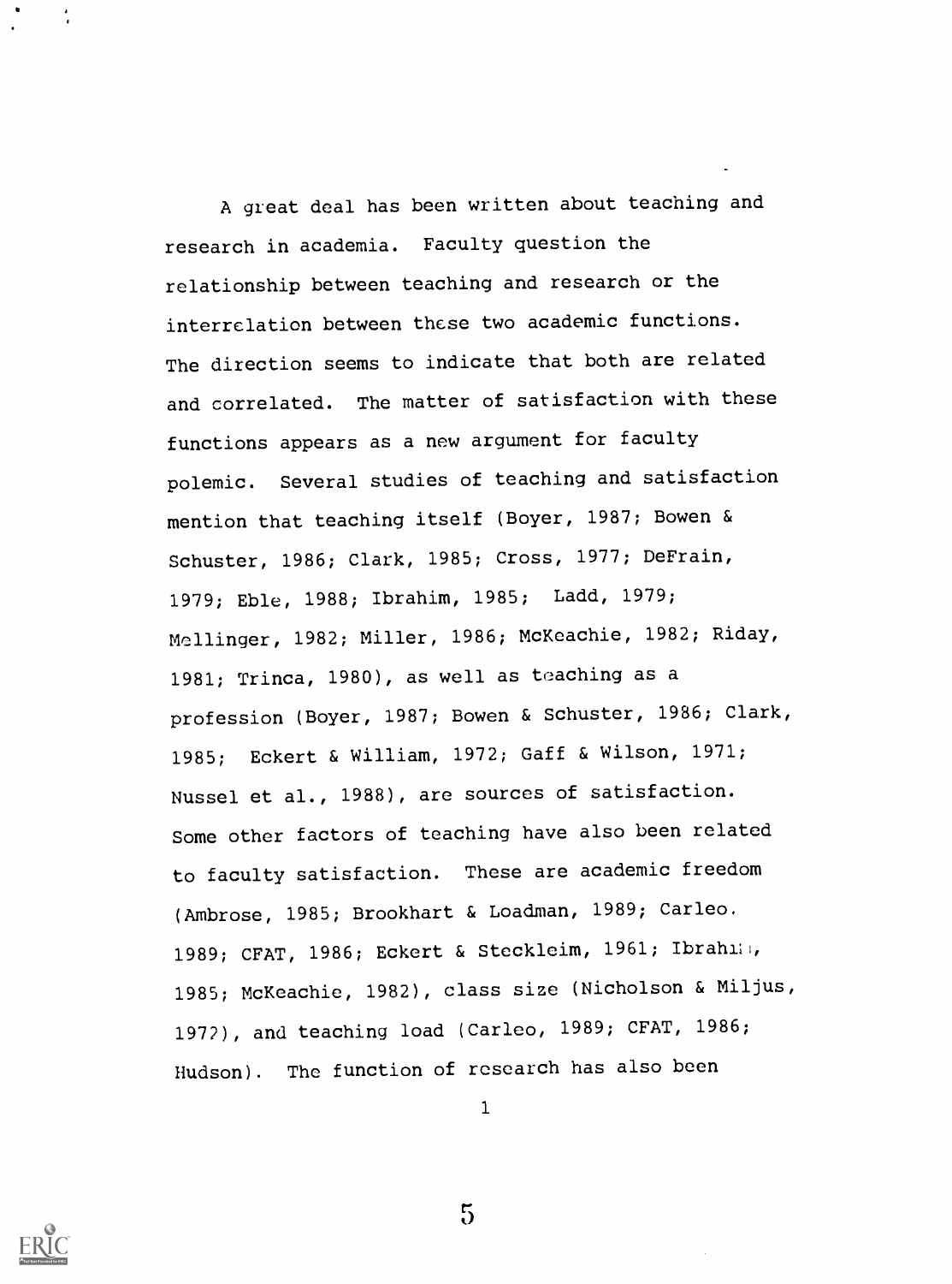A great deal has been written about teaching and research in academia. Faculty question the relationship between teaching and research or the interrelation between these two academic functions. The direction seems to indicate that both are related and correlated. The matter of satisfaction with these functions appears as a new argument for faculty polemic. Several studies of teaching and satisfaction mention that teaching itself (Boyer, 1987; Bowen & Schuster, 1986; Clark, 1985; Cross, 1977; DeFrain, 1979; Eble, 1988; Ibrahim, 1985; Ladd, 1979; Mellinger, 1982; Miller, 1986; McKeachie, 1982; Riday, 1981; Trinca, 1980), as well as teaching as a profession (Boyer, 1987; Bowen & Schuster, 1986; Clark, 1985; Eckert & William, 1972; Gaff & Wilson, 1971; Nussel et al., 1988), are sources of satisfaction. Some other factors of teaching have also been related to faculty satisfaction. These are academic freedom (Ambrose, 1985; Brookhart & Loadman, 1989; Carleo. 1989; CFAT, 1986; Eckert & Steckleim, 1961; Ibrahim, 1985; McKeachie, 1982), class size (Nicholson & Miljus, 1972), and teaching load (Carleo, 1989; CFAT, 1986; Hudson). The function of research has also been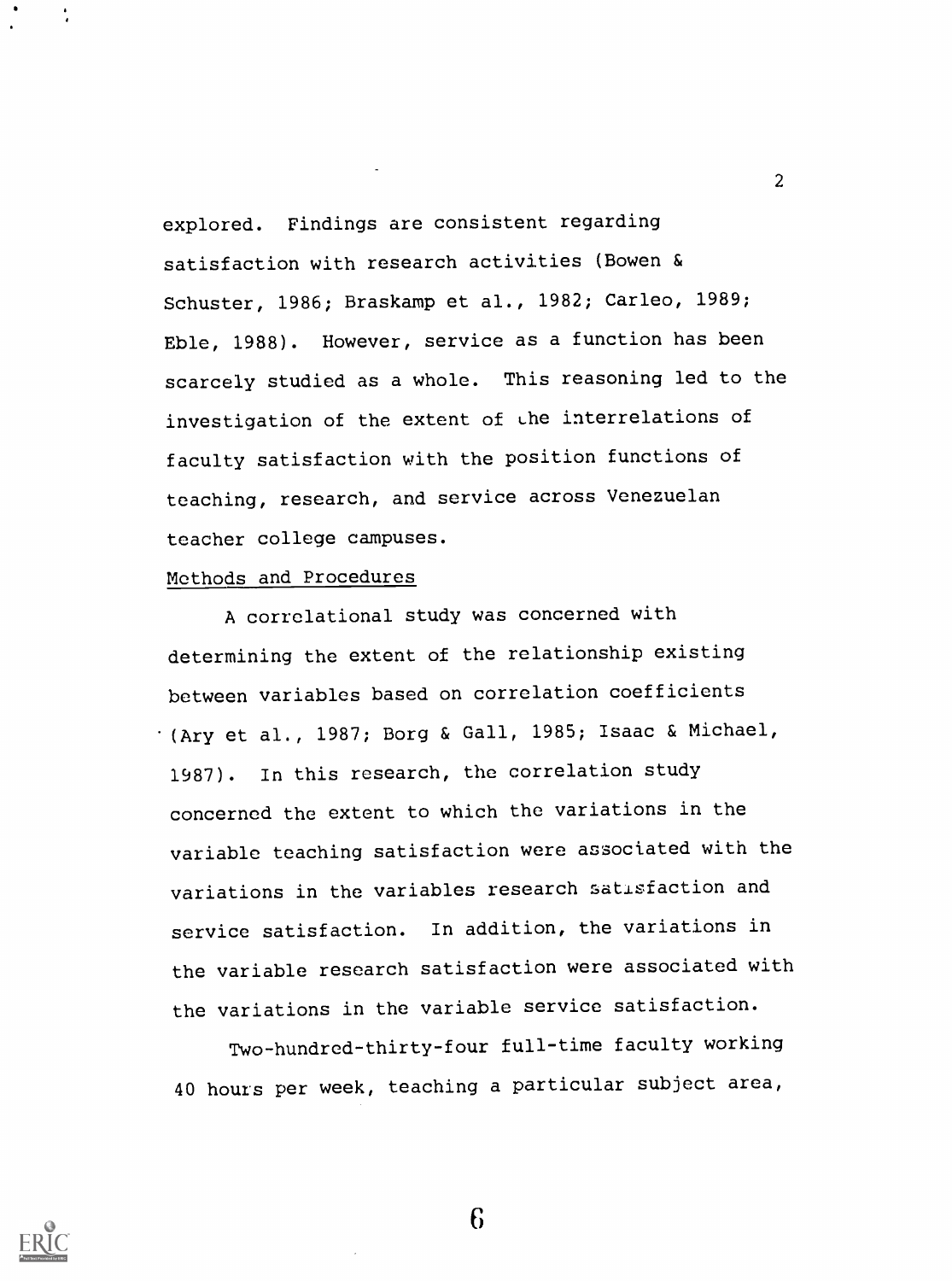explored. Findings are consistent regarding satisfaction with research activities (Bowen & Schuster, 1986; Braskamp et al., 1982; Carleo, 1989; Eble, 1988). However, service as a function has been scarcely studied as a whole. This reasoning led to the investigation of the extent of the interrelations of faculty satisfaction with the position functions of teaching, research, and service across Venezuelan teacher college campuses.

Methods and Procedures

A correlational study was concerned with determining the extent of the relationship existing between variables based on correlation coefficients (Ary et al., 1987; Borg & Gall, 1985; Isaac & Michael, 1987). In this research, the correlation study concerned the extent to which the variations in the variable teaching satisfaction were associated with the variations in the variables research satisfaction and service satisfaction. In addition, the variations in the variable research satisfaction were associated with the variations in the variable service satisfaction.

Two-hundred-thirty-four full-time faculty working 40 hours per week, teaching a particular subject area,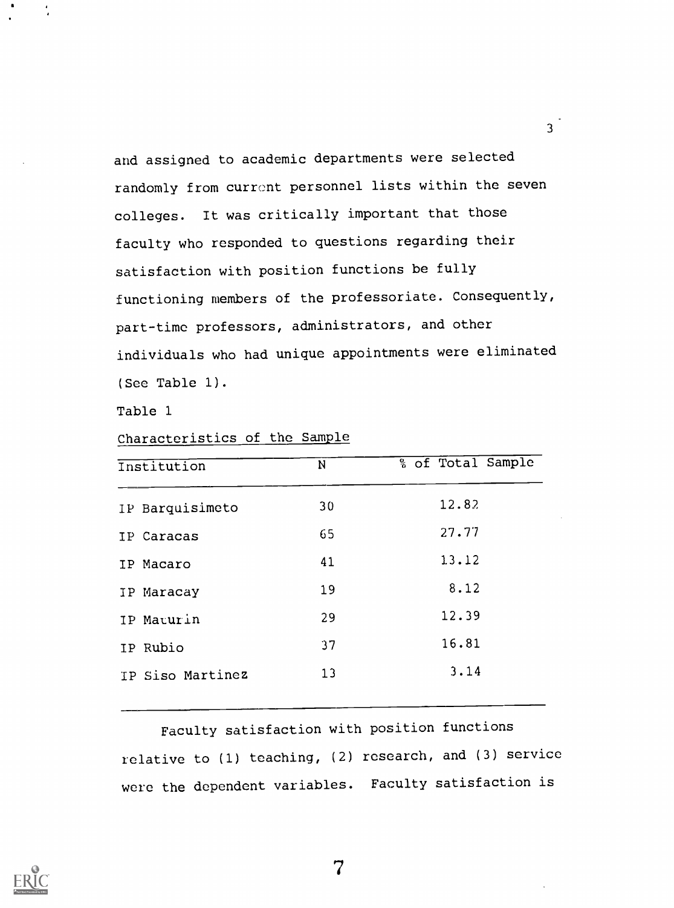and assigned to academic departments were selected randomly from current personnel lists within the seven colleges. It was critically important that those faculty who responded to questions regarding their satisfaction with position functions be fully functioning members of the professoriate. Consequently, part-time professors, administrators, and other individuals who had unique appointments were eliminated (See Table 1).

Table 1

Characteristics of the Sample

| Institution | N | % of Total Sample |
|---|---|---|
| IP Barquisimeto | 30 | 12.82 |
| IP Caracas | 65 | 27.77 |
| IP Macaro | 41 | 13.12 |
| IP Maracay | 19 | 8.12 |
| IP Maturin | 29 | 12.39 |
| IP Rubio | 37 | 16.81 |
| IP Siso Martinez | 13 | 3.14 |

Faculty satisfaction with position functions relative to (1) teaching, (2) research, and (3) service were the dependent variables. Faculty satisfaction is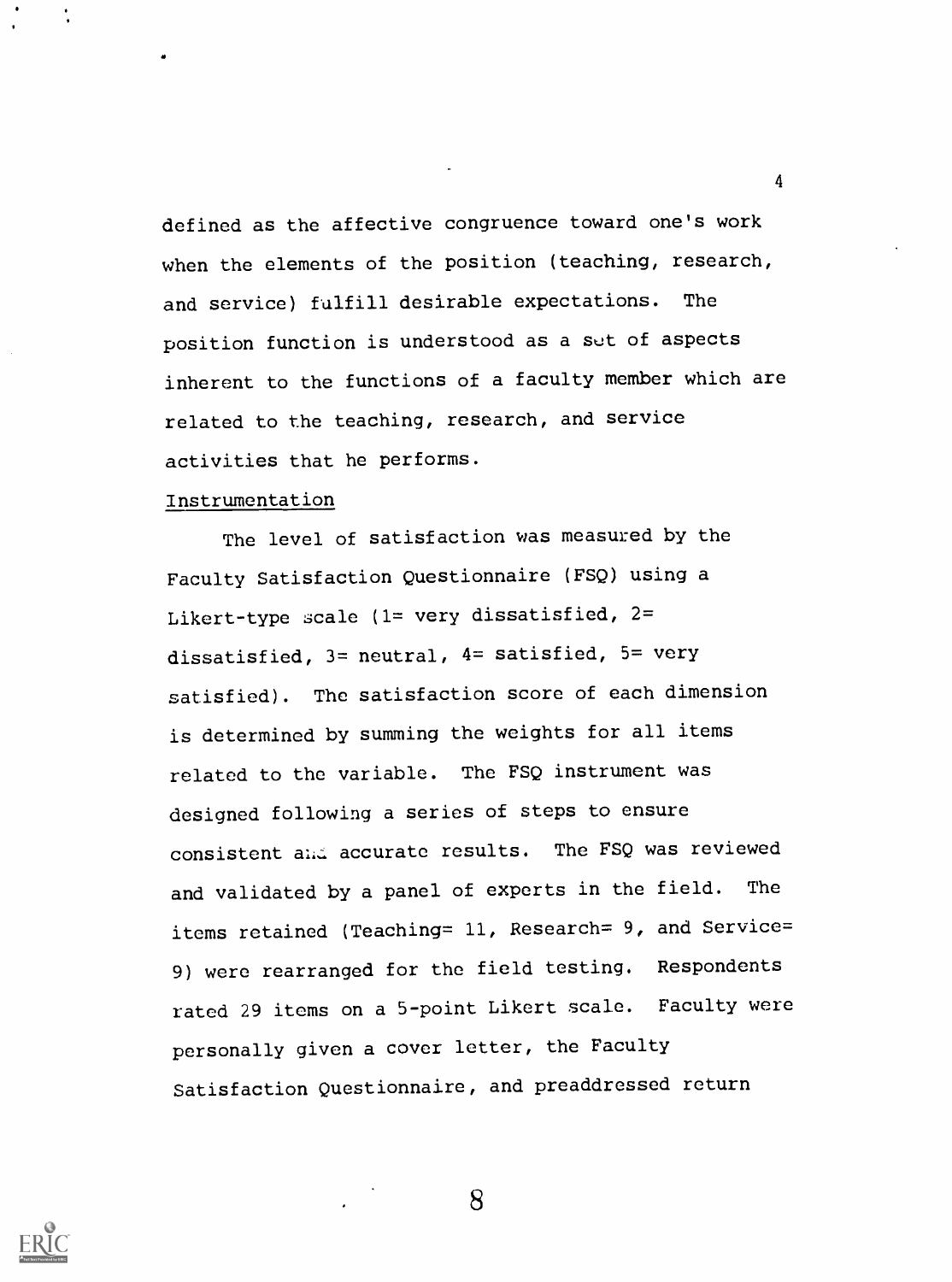defined as the affective congruence toward one's work when the elements of the position (teaching, research, and service) fulfill desirable expectations. The position function is understood as a set of aspects inherent to the functions of a faculty member which are related to the teaching, research, and service activities that he performs.

### Instrumentation

The level of satisfaction was measured by the Faculty Satisfaction Questionnaire (FSQ) using a Likert-type scale (1= very dissatisfied, 2= dissatisfied, 3= neutral, 4= satisfied, 5= very satisfied). The satisfaction score of each dimension is determined by summing the weights for all items related to the variable. The FSQ instrument was designed following a series of steps to ensure consistent and accurate results. The FSQ was reviewed and validated by a panel of experts in the field. The items retained (Teaching= 11, Research= 9, and Service= 9) were rearranged for the field testing. Respondents rated 29 items on a 5-point Likert scale. Faculty were personally given a cover letter, the Faculty Satisfaction Questionnaire, and preaddressed return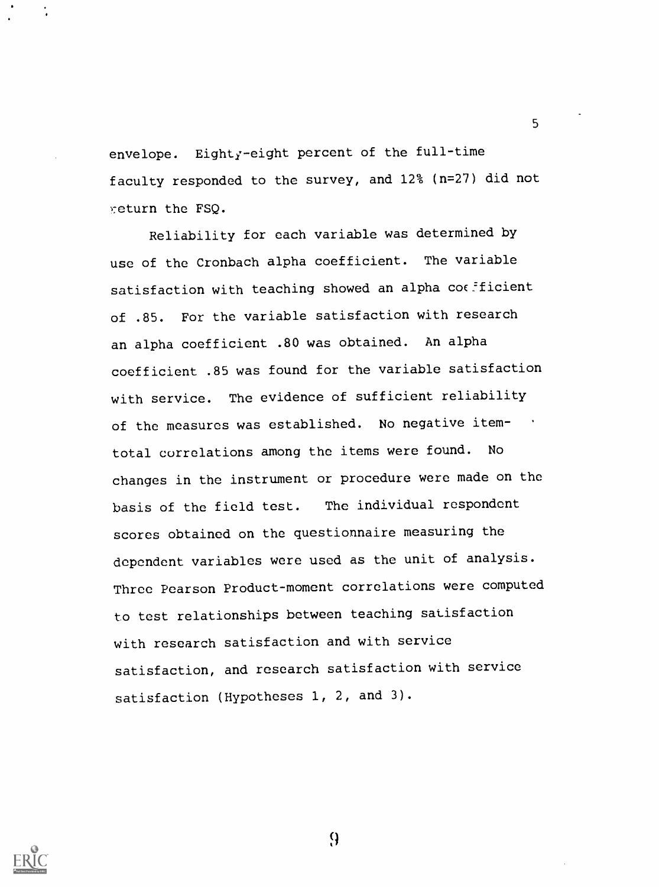envelope. Eighty-eight percent of the full-time faculty responded to the survey, and 12% (n=27) did not return the FSQ.

Reliability for each variable was determined by use of the Cronbach alpha coefficient. The variable satisfaction with teaching showed an alpha coefficient of .85. For the variable satisfaction with research an alpha coefficient .80 was obtained. An alpha coefficient .85 was found for the variable satisfaction with service. The evidence of sufficient reliability of the measures was established. No negative item-total correlations among the items were found. No changes in the instrument or procedure were made on the basis of the field test. The individual respondent scores obtained on the questionnaire measuring the dependent variables were used as the unit of analysis. Three Pearson Product-moment correlations were computed to test relationships between teaching satisfaction with research satisfaction and with service satisfaction, and research satisfaction with service satisfaction (Hypotheses 1, 2, and 3).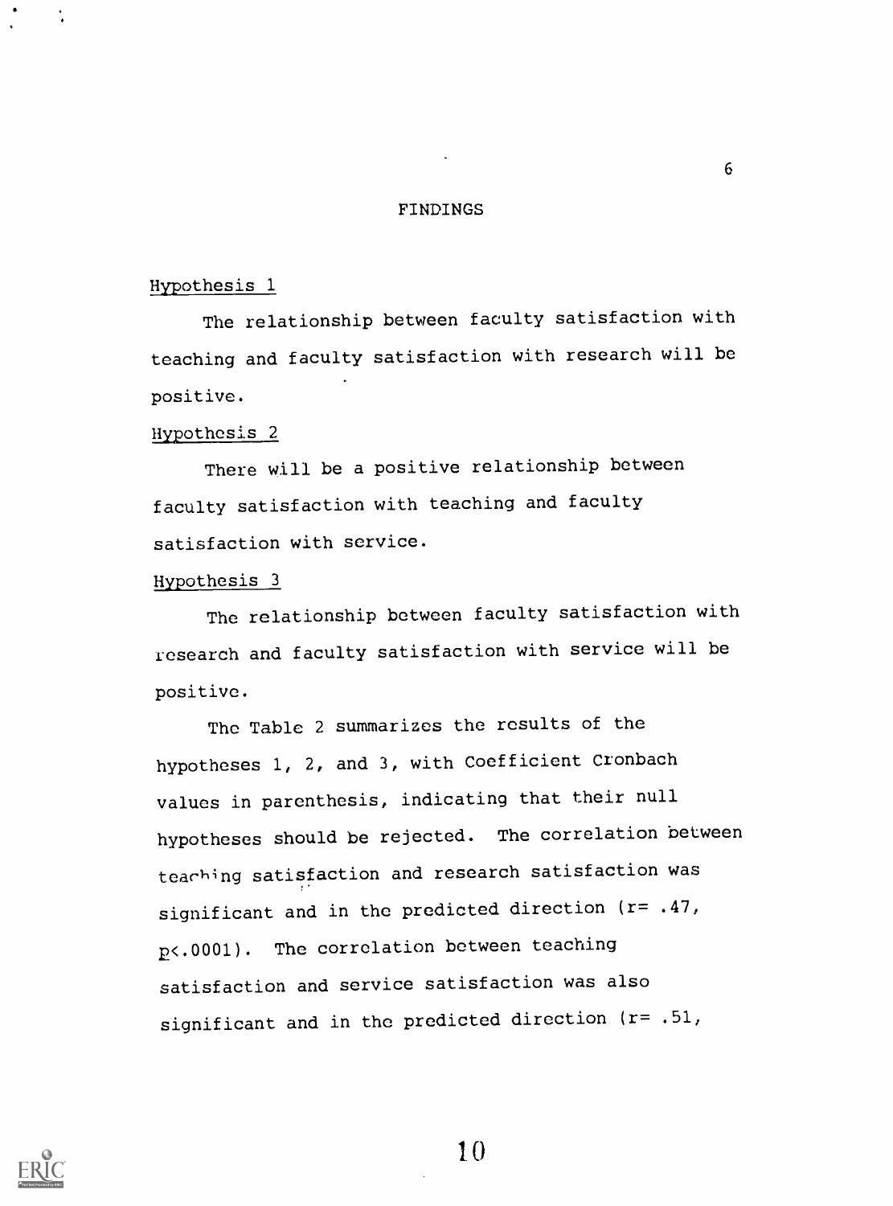## FINDINGS

Hypothesis 1

The relationship between faculty satisfaction with teaching and faculty satisfaction with research will be positive.

Hypothesis 2

There will be a positive relationship between faculty satisfaction with teaching and faculty satisfaction with service.

Hypothesis 3

The relationship between faculty satisfaction with research and faculty satisfaction with service will be positive.

The Table 2 summarizes the results of the hypotheses 1, 2, and 3, with Coefficient Cronbach values in parenthesis, indicating that their null hypotheses should be rejected. The correlation between teaching satisfaction and research satisfaction was significant and in the predicted direction ($r = .47$, $p < .0001$). The correlation between teaching satisfaction and service satisfaction was also significant and in the predicted direction ($r = .51$,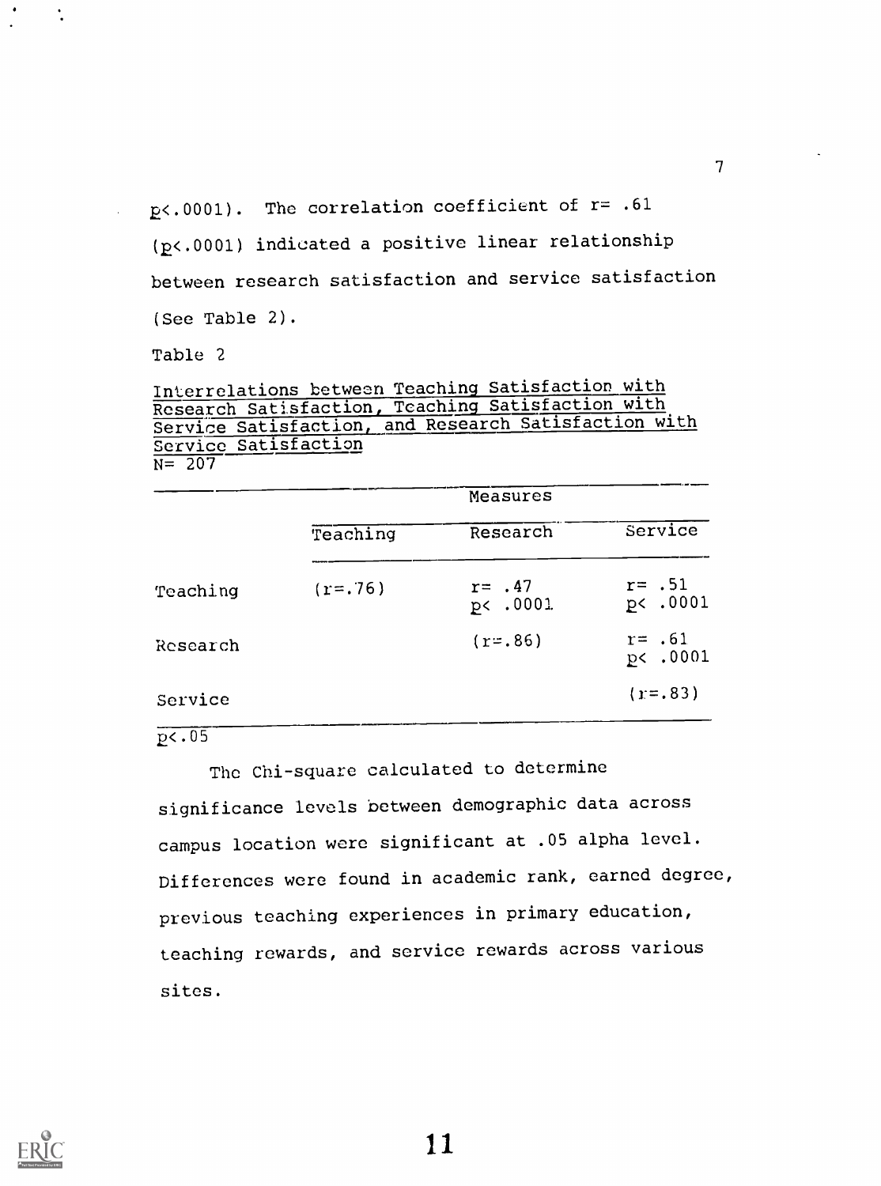$p < .0001$). The correlation coefficient of $r = .61$ ($p < .0001$) indicated a positive linear relationship between research satisfaction and service satisfaction (See Table 2).

Table 2

Interrelations between Teaching Satisfaction with Research Satisfaction, Teaching Satisfaction with Service Satisfaction, and Research Satisfaction with Service Satisfaction

$N = 207$

| | Measures | | |
|---|---|---|---|
| | Teaching | Research | Service |
| Teaching | ($r = .76$) | $r = .47$ $p < .0001$ | $r = .51$ $p < .0001$ |
| Research | | ($r = .86$) | $r = .61$ $p < .0001$ |
| Service | | | ($r = .83$) |

$p < .05$

The Chi-square calculated to determine significance levels between demographic data across campus location were significant at .05 alpha level. Differences were found in academic rank, earned degree, previous teaching experiences in primary education, teaching rewards, and service rewards across various sites.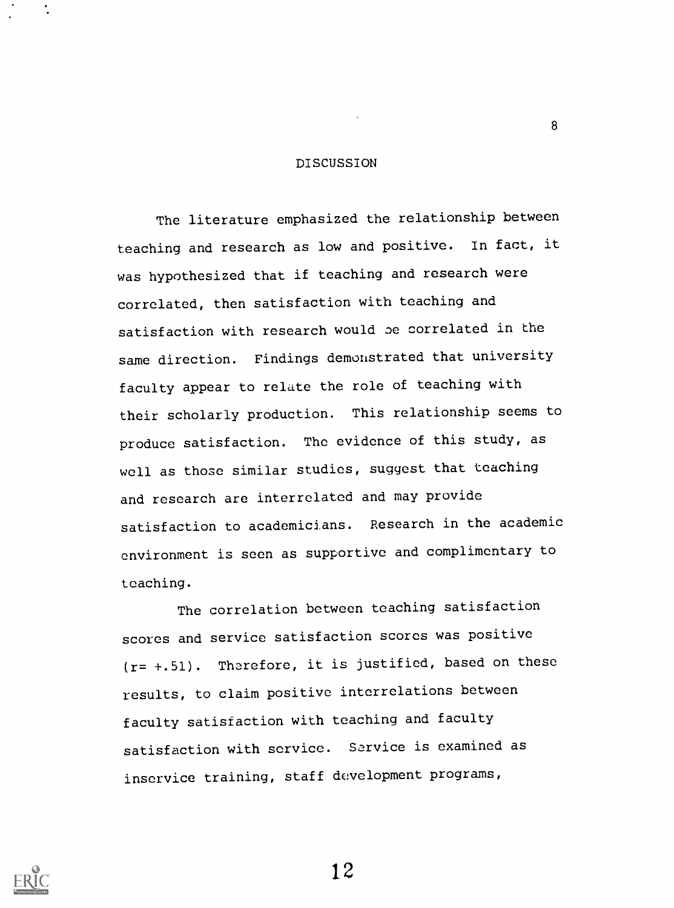# DISCUSSION

The literature emphasized the relationship between teaching and research as low and positive. In fact, it was hypothesized that if teaching and research were correlated, then satisfaction with teaching and satisfaction with research would be correlated in the same direction. Findings demonstrated that university faculty appear to relate the role of teaching with their scholarly production. This relationship seems to produce satisfaction. The evidence of this study, as well as those similar studies, suggest that teaching and research are interrelated and may provide satisfaction to academicians. Research in the academic environment is seen as supportive and complimentary to teaching.

The correlation between teaching satisfaction scores and service satisfaction scores was positive ($r = +.51$). Therefore, it is justified, based on these results, to claim positive interrelations between faculty satisfaction with teaching and faculty satisfaction with service. Service is examined as inservice training, staff development programs,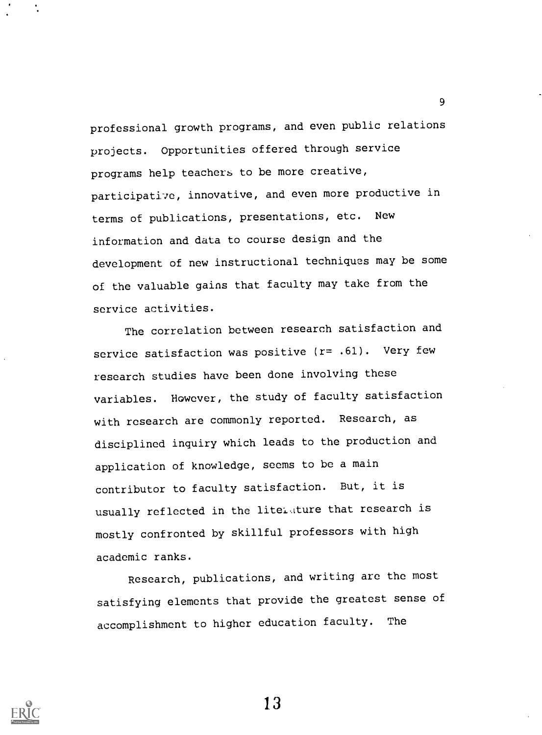professional growth programs, and even public relations projects. Opportunities offered through service programs help teachers to be more creative, participative, innovative, and even more productive in terms of publications, presentations, etc. New information and data to course design and the development of new instructional techniques may be some of the valuable gains that faculty may take from the service activities.

The correlation between research satisfaction and service satisfaction was positive ($r = .61$). Very few research studies have been done involving these variables. However, the study of faculty satisfaction with research are commonly reported. Research, as disciplined inquiry which leads to the production and application of knowledge, seems to be a main contributor to faculty satisfaction. But, it is usually reflected in the literature that research is mostly confronted by skillful professors with high academic ranks.

Research, publications, and writing are the most satisfying elements that provide the greatest sense of accomplishment to higher education faculty. The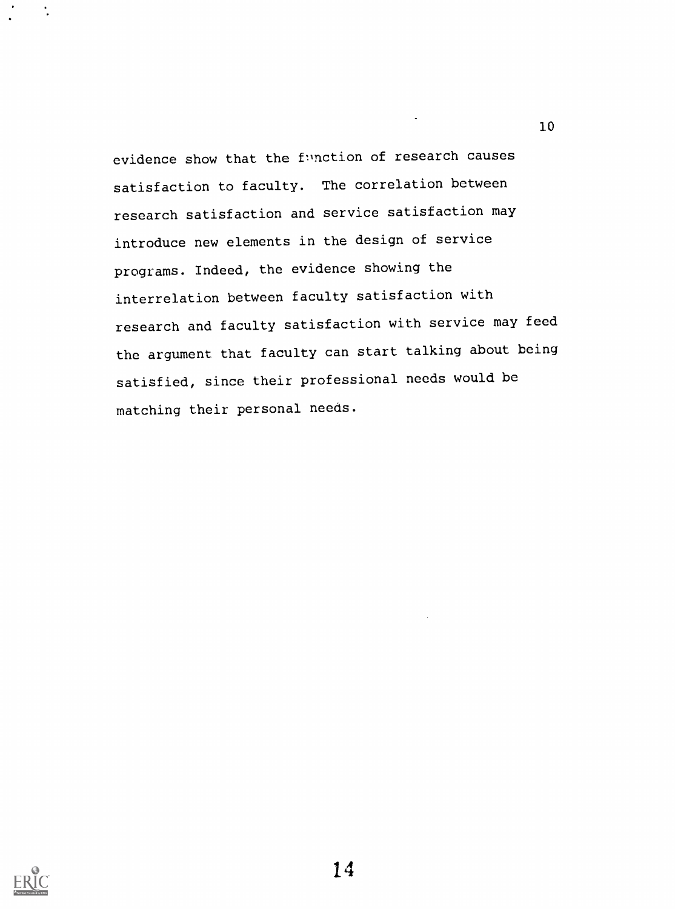evidence show that the function of research causes satisfaction to faculty. The correlation between research satisfaction and service satisfaction may introduce new elements in the design of service programs. Indeed, the evidence showing the interrelation between faculty satisfaction with research and faculty satisfaction with service may feed the argument that faculty can start talking about being satisfied, since their professional needs would be matching their personal needs.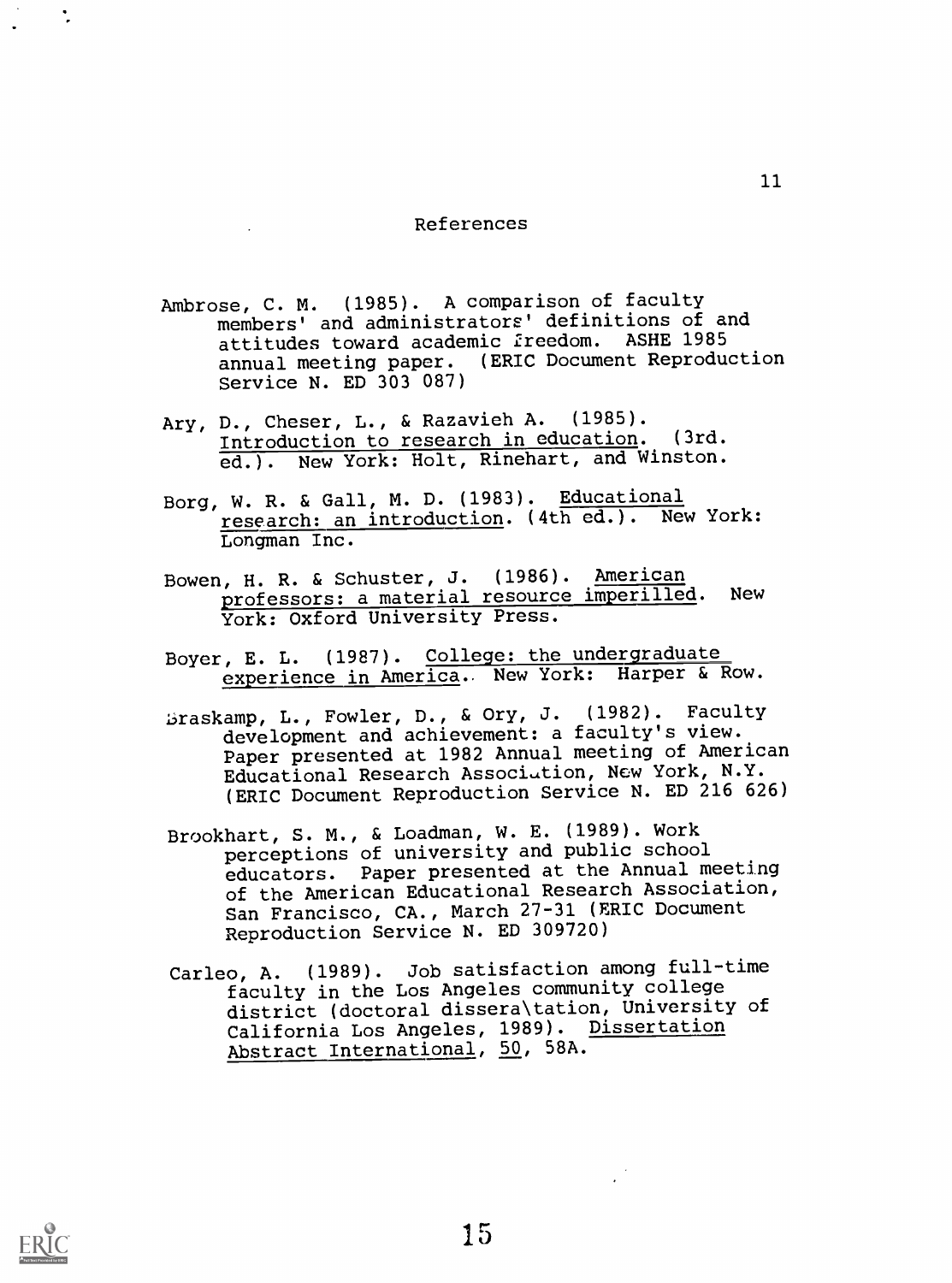# References

Ambrose, C. M. (1985). A comparison of faculty members' and administrators' definitions of and attitudes toward academic freedom. ASHE 1985 annual meeting paper. (ERIC Document Reproduction Service N. ED 303 087)

Ary, D., Cheser, L., & Razavieh A. (1985). Introduction to research in education. (3rd. ed.). New York: Holt, Rinehart, and Winston.

Borg, W. R. & Gall, M. D. (1983). Educational research: an introduction. (4th ed.). New York: Longman Inc.

Bowen, H. R. & Schuster, J. (1986). American professors: a material resource imperilled. New York: Oxford University Press.

Boyer, E. L. (1987). College: the undergraduate experience in America.. New York: Harper & Row.

Braskamp, L., Fowler, D., & Ory, J. (1982). Faculty development and achievement: a faculty's view. Paper presented at 1982 Annual meeting of American Educational Research Association, New York, N.Y. (ERIC Document Reproduction Service N. ED 216 626)

Brookhart, S. M., & Loadman, W. E. (1989). Work perceptions of university and public school educators. Paper presented at the Annual meeting of the American Educational Research Association, San Francisco, CA., March 27-31 (ERIC Document Reproduction Service N. ED 309720)

Carleo, A. (1989). Job satisfaction among full-time faculty in the Los Angeles community college district (doctoral dissera\tation, University of California Los Angeles, 1989). Dissertation Abstract International, 50, 58A.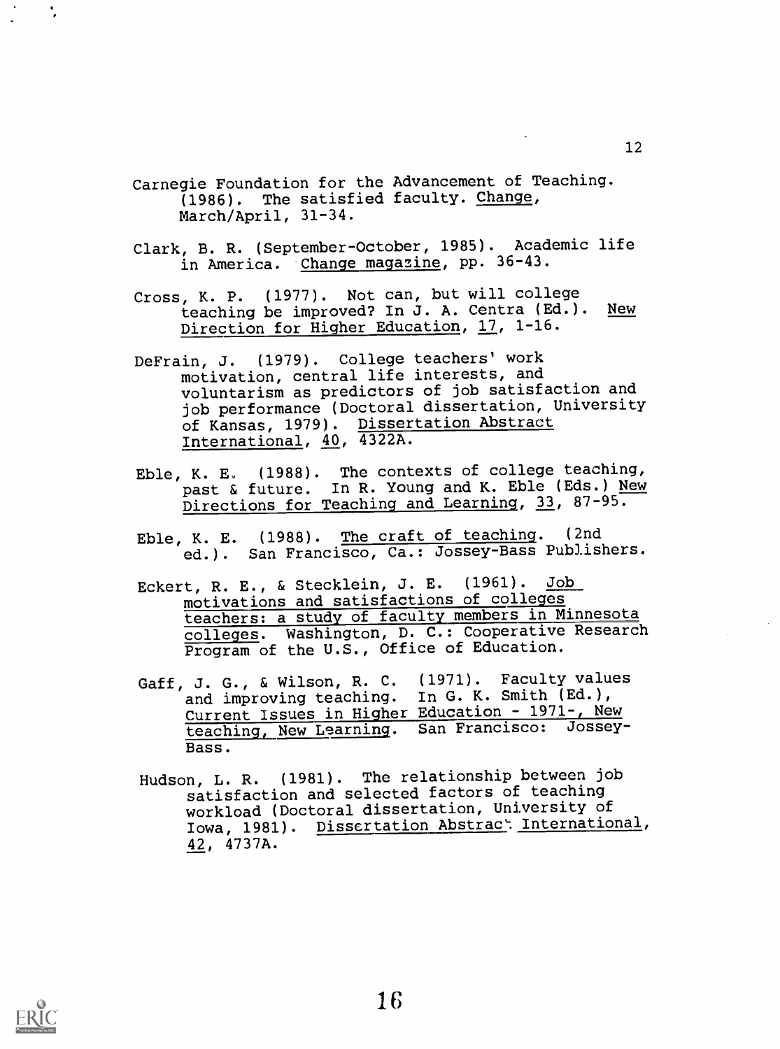Carnegie Foundation for the Advancement of Teaching. (1986). The satisfied faculty. Change, March/April, 31-34.

Clark, B. R. (September-October, 1985). Academic life in America. Change magazine, pp. 36-43.

Cross, K. P. (1977). Not can, but will college teaching be improved? In J. A. Centra (Ed.). New Direction for Higher Education, 17, 1-16.

DeFrain, J. (1979). College teachers' work motivation, central life interests, and voluntarism as predictors of job satisfaction and job performance (Doctoral dissertation, University of Kansas, 1979). Dissertation Abstract International, 40, 4322A.

Eble, K. E. (1988). The contexts of college teaching, past & future. In R. Young and K. Eble (Eds.) New Directions for Teaching and Learning, 33, 87-95.

Eble, K. E. (1988). The craft of teaching. (2nd ed.). San Francisco, Ca.: Jossey-Bass Publishers.

Eckert, R. E., & Stecklein, J. E. (1961). Job motivations and satisfactions of colleges teachers: a study of faculty members in Minnesota colleges. Washington, D. C.: Cooperative Research Program of the U.S., Office of Education.

Gaff, J. G., & Wilson, R. C. (1971). Faculty values and improving teaching. In G. K. Smith (Ed.), Current Issues in Higher Education - 1971-, New teaching, New Learning. San Francisco: Jossey-Bass.

Hudson, L. R. (1981). The relationship between job satisfaction and selected factors of teaching workload (Doctoral dissertation, University of Iowa, 1981). Dissertation Abstract International, 42, 4737A.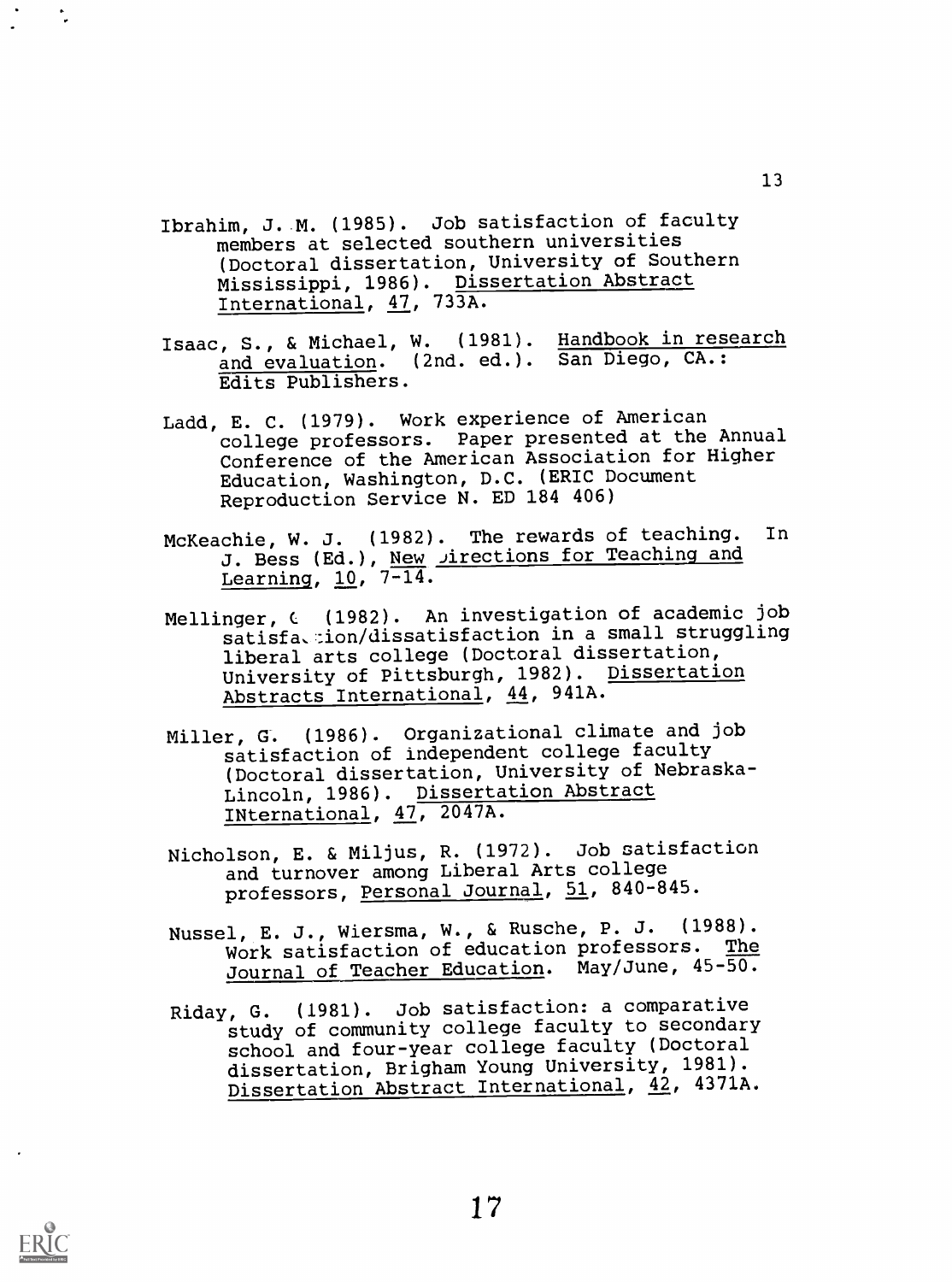Ibrahim, J. M. (1985). Job satisfaction of faculty members at selected southern universities (Doctoral dissertation, University of Southern Mississippi, 1986). Dissertation Abstract International, 47, 733A.

Isaac, S., & Michael, W. (1981). Handbook in research and evaluation. (2nd. ed.). San Diego, CA.: Edits Publishers.

Ladd, E. C. (1979). Work experience of American college professors. Paper presented at the Annual Conference of the American Association for Higher Education, Washington, D.C. (ERIC Document Reproduction Service N. ED 184 406)

McKeachie, W. J. (1982). The rewards of teaching. In J. Bess (Ed.), New Directions for Teaching and Learning, 10, 7-14.

Mellinger, C (1982). An investigation of academic job satisfaction/dissatisfaction in a small struggling liberal arts college (Doctoral dissertation, University of Pittsburgh, 1982). Dissertation Abstracts International, 44, 941A.

Miller, G. (1986). Organizational climate and job satisfaction of independent college faculty (Doctoral dissertation, University of Nebraska-Lincoln, 1986). Dissertation Abstract INternational, 47, 2047A.

Nicholson, E. & Miljus, R. (1972). Job satisfaction and turnover among Liberal Arts college professors, Personal Journal, 51, 840-845.

Nussel, E. J., Wiersma, W., & Rusche, P. J. (1988). Work satisfaction of education professors. The Journal of Teacher Education. May/June, 45-50.

Riday, G. (1981). Job satisfaction: a comparative study of community college faculty to secondary school and four-year college faculty (Doctoral dissertation, Brigham Young University, 1981). Dissertation Abstract International, 42, 4371A.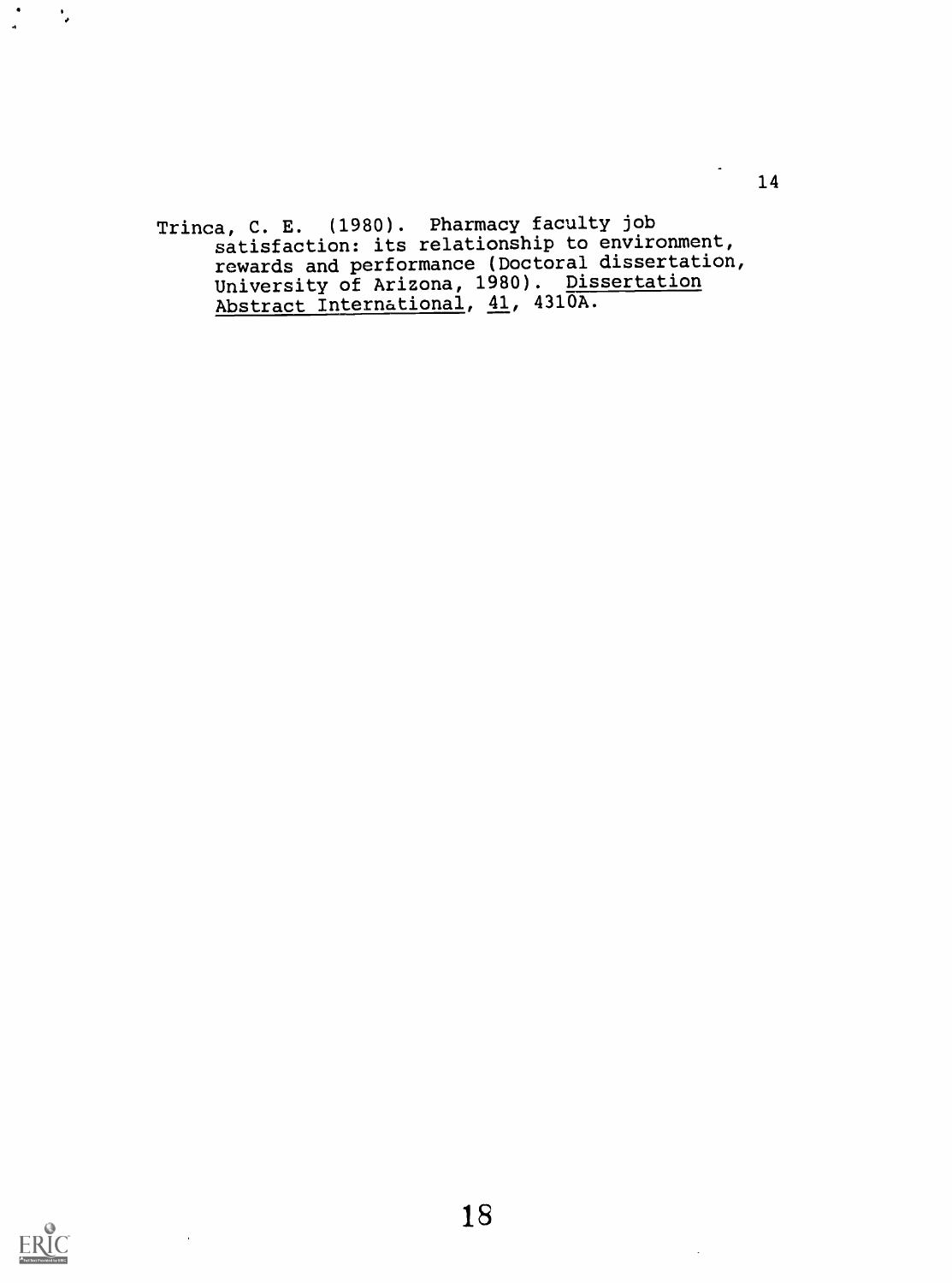Trinca, C. E. (1980). Pharmacy faculty job satisfaction: its relationship to environment, rewards and performance (Doctoral dissertation, University of Arizona, 1980). Dissertation Abstract International, 41, 4310A.